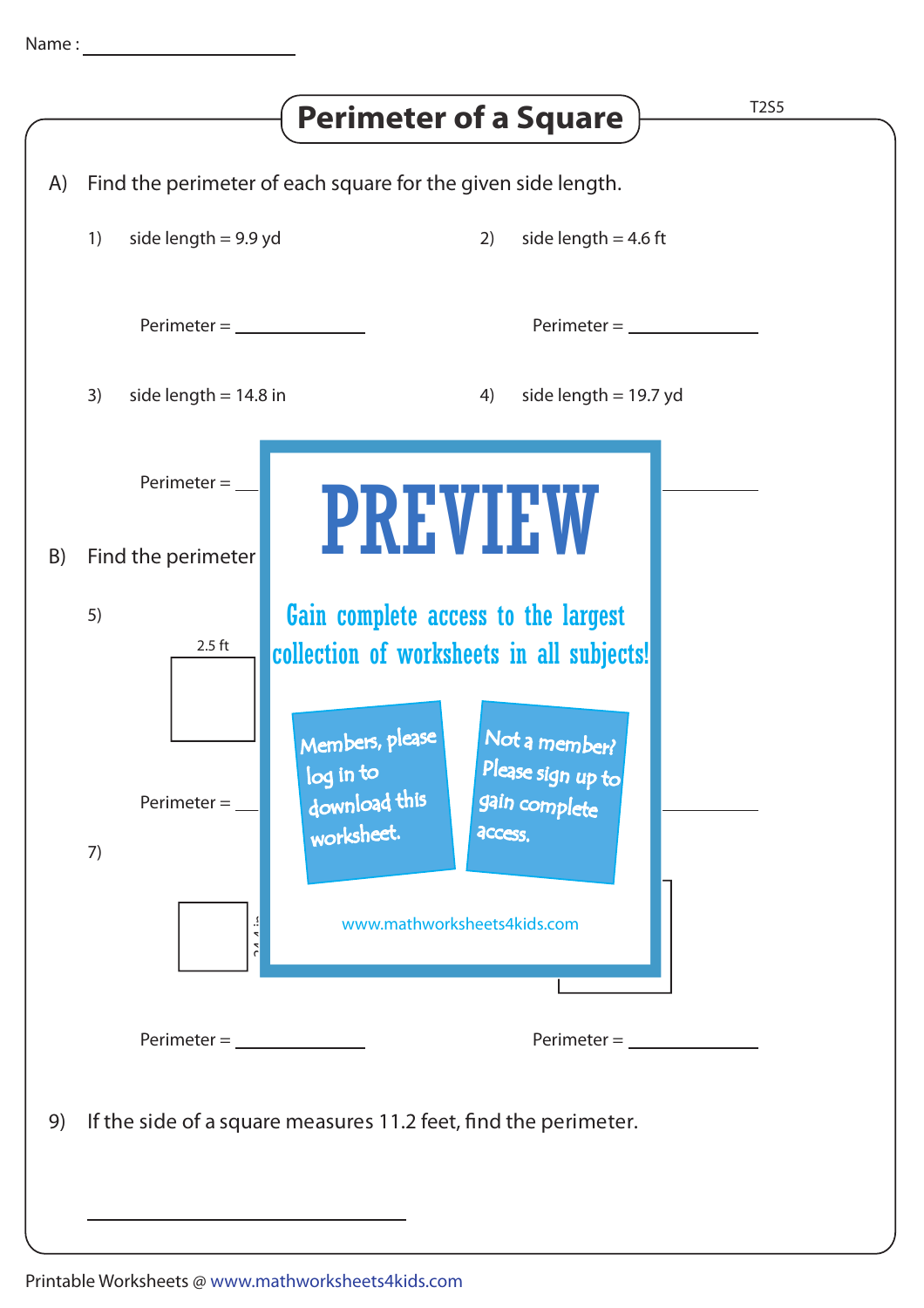Name : ____________________

# Perimeter of a Square

T2S5

A) Find the perimeter of each square for the given side length.

1) side length = 9.9 yd

Perimeter = ____________

2) side length = 4.6 ft

Perimeter = ____________

3) side length = 14.8 in

Perimeter = ____________

4) side length = 19.7 yd

Perimeter = ____________

B) Find the perimeter

5)

2.5 ft

Perimeter = ____________

7)

Perimeter = ____________

Perimeter = ____________

# PREVIEW

Gain complete access to the largest collection of worksheets in all subjects!

Members, please log in to download this worksheet.

Not a member? Please sign up to gain complete access.

www.mathworksheets4kids.com

9) If the side of a square measures 11.2 feet, find the perimeter.

____________________

Printable Worksheets @ www.mathworksheets4kids.com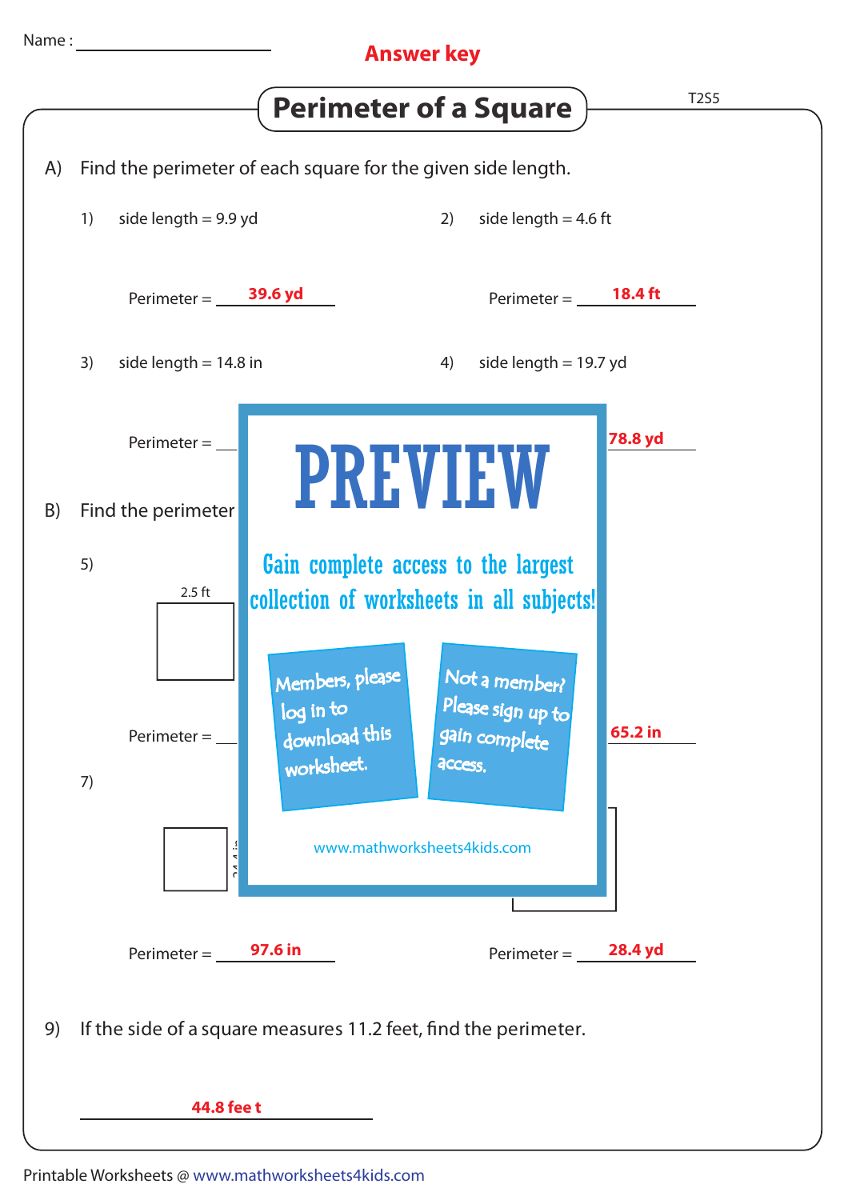Name : ____________________

**Answer key**

# Perimeter of a Square

T2S5

A) Find the perimeter of each square for the given side length.

1) side length = 9.9 yd

Perimeter = **39.6 yd**

2) side length = 4.6 ft

Perimeter = **18.4 ft**

3) side length = 14.8 in

Perimeter = ____

4) side length = 19.7 yd

Perimeter = **78.8 yd**

B) Find the perimeter

5)

2.5 ft

Perimeter = ____

Perimeter = **65.2 in**

7)

Perimeter = **97.6 in**

Perimeter = **28.4 yd**

PREVIEW

Gain complete access to the largest collection of worksheets in all subjects!

Members, please log in to download this worksheet.

Not a member? Please sign up to gain complete access.

www.mathworksheets4kids.com

9) If the side of a square measures 11.2 feet, find the perimeter.

**44.8 fee t**

Printable Worksheets @ www.mathworksheets4kids.com